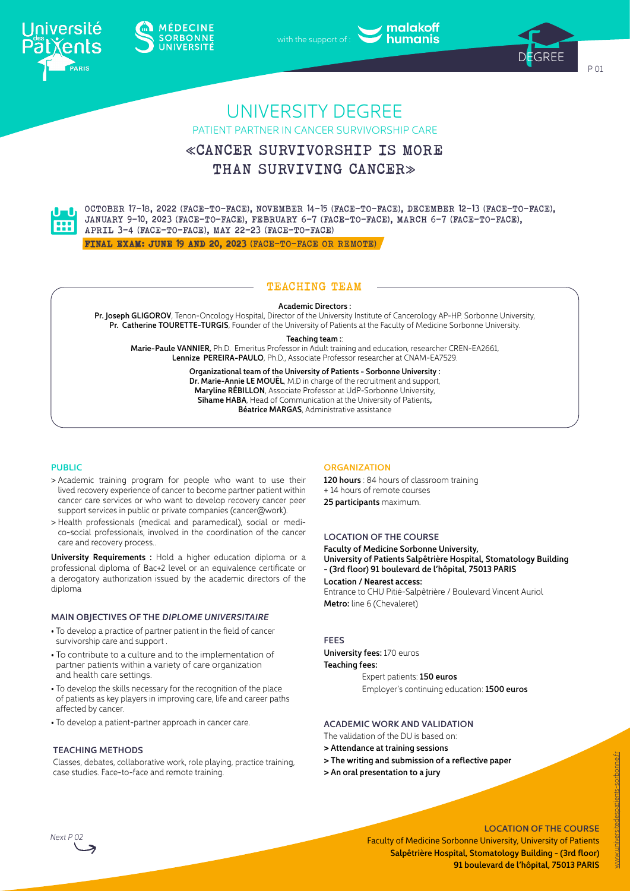Université des Patients PARIS — MÉDECINE SORBONNE UNIVERSITÉ — with the support of : malakoff humanis — DEGREE

# UNIVERSITY DEGREE

PATIENT PARTNER IN CANCER SURVIVORSHIP CARE

## «CANCER SURVIVORSHIP IS MORE THAN SURVIVING CANCER»

OCTOBER 17-18, 2022 (FACE-TO-FACE), NOVEMBER 14-15 (FACE-TO-FACE), DECEMBER 12-13 (FACE-TO-FACE), JANUARY 9-10, 2023 (FACE-TO-FACE), FEBRUARY 6-7 (FACE-TO-FACE), MARCH 6-7 (FACE-TO-FACE), APRIL 3-4 (FACE-TO-FACE), MAY 22-23 (FACE-TO-FACE)

**FINAL EXAM: JUNE 19 AND 20, 2023** (FACE-TO-FACE OR REMOTE)

## TEACHING TEAM

**Academic Directors :**

**Pr. Joseph GLIGOROV**, Tenon-Oncology Hospital, Director of the University Institute of Cancerology AP-HP. Sorbonne University,
**Pr. Catherine TOURETTE-TURGIS**, Founder of the University of Patients at the Faculty of Medicine Sorbonne University.

**Teaching team :**

**Marie-Paule VANNIER,** Ph.D. Emeritus Professor in Adult training and education, researcher CREN-EA2661,
**Lennize PEREIRA-PAULO**, Ph.D., Associate Professor researcher at CNAM-EA7529.

**Organizational team of the University of Patients - Sorbonne University :**

**Dr. Marie-Annie LE MOUËL**, M.D in charge of the recruitment and support,
**Maryline RÉBILLON**, Associate Professor at UdP-Sorbonne University,
**Sihame HABA**, Head of Communication at the University of Patients,
**Béatrice MARGAS**, Administrative assistance

### PUBLIC

> Academic training program for people who want to use their lived recovery experience of cancer to become partner patient within cancer care services or who want to develop recovery cancer peer support services in public or private companies (cancer@work).

> Health professionals (medical and paramedical), social or medico-social professionals, involved in the coordination of the cancer care and recovery process..

**University Requirements :** Hold a higher education diploma or a professional diploma of Bac+2 level or an equivalence certificate or a derogatory authorization issued by the academic directors of the diploma

### MAIN OBJECTIVES OF THE *DIPLOME UNIVERSITAIRE*

- To develop a practice of partner patient in the field of cancer survivorship care and support .
- To contribute to a culture and to the implementation of partner patients within a variety of care organization and health care settings.
- To develop the skills necessary for the recognition of the place of patients as key players in improving care, life and career paths affected by cancer.
- To develop a patient-partner approach in cancer care.

### TEACHING METHODS

Classes, debates, collaborative work, role playing, practice training, case studies. Face-to-face and remote training.

### ORGANIZATION

**120 hours** : 84 hours of classroom training
+ 14 hours of remote courses
**25 participants** maximum.

### LOCATION OF THE COURSE

**Faculty of Medicine Sorbonne University,**
**University of Patients Salpêtrière Hospital, Stomatology Building - (3rd floor) 91 boulevard de l'hôpital, 75013 PARIS**

**Location / Nearest access:**
Entrance to CHU Pitié-Salpêtrière / Boulevard Vincent Auriol
**Metro:** line 6 (Chevaleret)

### FEES

**University fees:** 170 euros
**Teaching fees:**
Expert patients: **150 euros**
Employer's continuing education: **1500 euros**

### ACADEMIC WORK AND VALIDATION

The validation of the DU is based on:

**> Attendance at training sessions**
**> The writing and submission of a reflective paper**
**> An oral presentation to a jury**

### LOCATION OF THE COURSE

Faculty of Medicine Sorbonne University, University of Patients
**Salpêtrière Hospital, Stomatology Building - (3rd floor)**
**91 boulevard de l'hôpital, 75013 PARIS**

*Next P 02*

www.universitedespatients-sorbonne.fr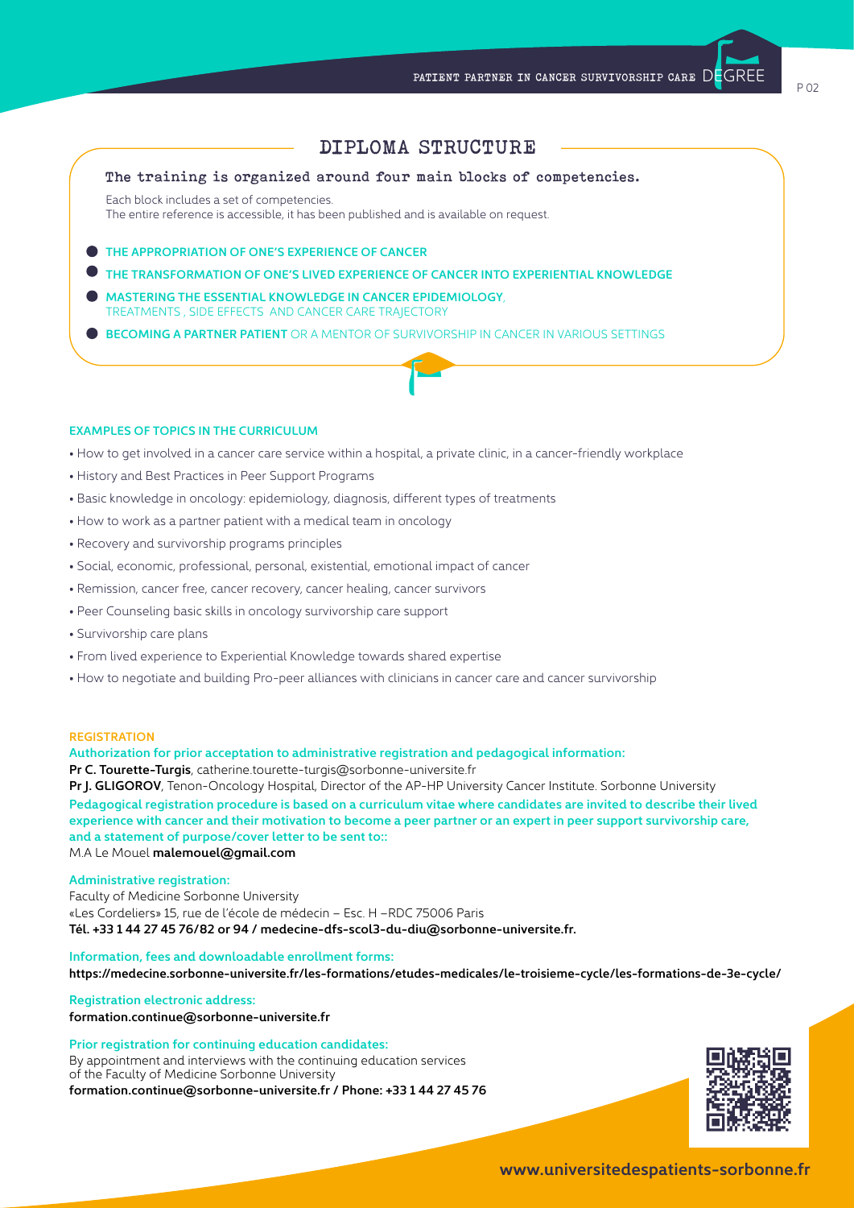## DIPLOMA STRUCTURE

**The training is organized around four main blocks of competencies.**

Each block includes a set of competencies.
The entire reference is accessible, it has been published and is available on request.

- **THE APPROPRIATION OF ONE'S EXPERIENCE OF CANCER**
- **THE TRANSFORMATION OF ONE'S LIVED EXPERIENCE OF CANCER INTO EXPERIENTIAL KNOWLEDGE**
- **MASTERING THE ESSENTIAL KNOWLEDGE IN CANCER EPIDEMIOLOGY**, TREATMENTS , SIDE EFFECTS AND CANCER CARE TRAJECTORY
- **BECOMING A PARTNER PATIENT** OR A MENTOR OF SURVIVORSHIP IN CANCER IN VARIOUS SETTINGS

### EXAMPLES OF TOPICS IN THE CURRICULUM

- How to get involved in a cancer care service within a hospital, a private clinic, in a cancer-friendly workplace
- History and Best Practices in Peer Support Programs
- Basic knowledge in oncology: epidemiology, diagnosis, different types of treatments
- How to work as a partner patient with a medical team in oncology
- Recovery and survivorship programs principles
- Social, economic, professional, personal, existential, emotional impact of cancer
- Remission, cancer free, cancer recovery, cancer healing, cancer survivors
- Peer Counseling basic skills in oncology survivorship care support
- Survivorship care plans
- From lived experience to Experiential Knowledge towards shared expertise
- How to negotiate and building Pro-peer alliances with clinicians in cancer care and cancer survivorship

### REGISTRATION

**Authorization for prior acceptation to administrative registration and pedagogical information:**

**Pr C. Tourette-Turgis**, catherine.tourette-turgis@sorbonne-universite.fr
**Pr J. GLIGOROV**, Tenon-Oncology Hospital, Director of the AP-HP University Cancer Institute. Sorbonne University

**Pedagogical registration procedure is based on a curriculum vitae where candidates are invited to describe their lived experience with cancer and their motivation to become a peer partner or an expert in peer support survivorship care, and a statement of purpose/cover letter to be sent to::**
M.A Le Mouel **malemouel@gmail.com**

**Administrative registration:**
Faculty of Medicine Sorbonne University
«Les Cordeliers» 15, rue de l'école de médecin – Esc. H –RDC 75006 Paris
**Tél. +33 1 44 27 45 76/82 or 94 / medecine-dfs-scol3-du-diu@sorbonne-universite.fr.**

**Information, fees and downloadable enrollment forms:**
**https://medecine.sorbonne-universite.fr/les-formations/etudes-medicales/le-troisieme-cycle/les-formations-de-3e-cycle/**

**Registration electronic address:**
**formation.continue@sorbonne-universite.fr**

**Prior registration for continuing education candidates:**
By appointment and interviews with the continuing education services of the Faculty of Medicine Sorbonne University
**formation.continue@sorbonne-universite.fr / Phone: +33 1 44 27 45 76**

**www.universitedespatients-sorbonne.fr**